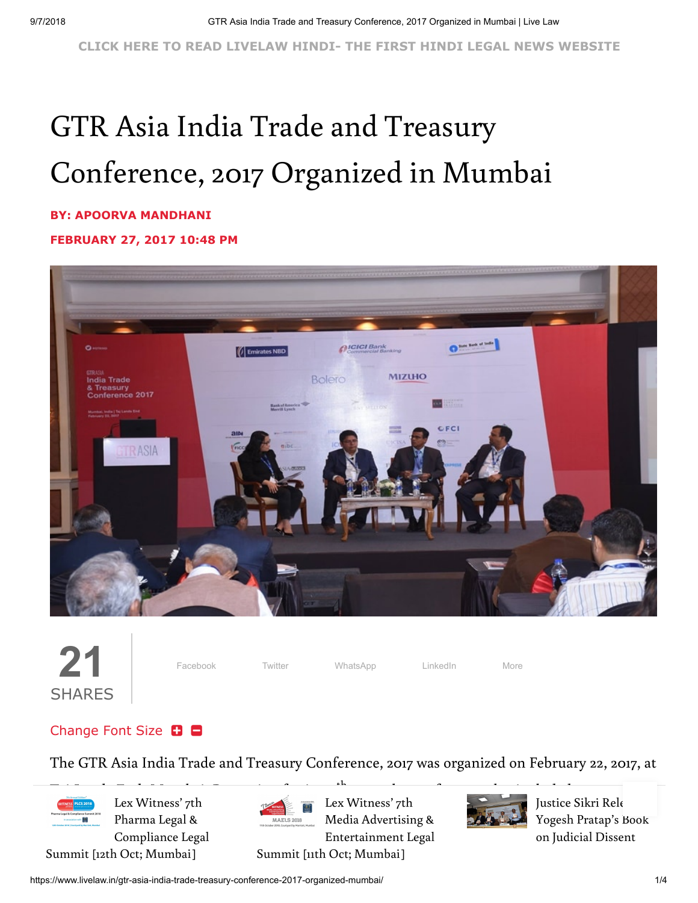CLICK HERE TO READ LIVELAW HINDI- THE FIRST HINDI LEGAL NEWS WEBSITE

# GTR Asia India Trade and Treasury Conference, 2017 Organized in Mumbai

**BY: APOORVA MANDHANI**

**FEBRUARY 27, 2017 10:48 PM**

21 SHARES

Facebook Twitter WhatsApp LinkedIn More

Change Font Size

The GTR Asia India Trade and Treasury Conference, 2017 was organized on February 22, 2017, at

Lex Witness' 7th Pharma Legal & Compliance Legal Summit [12th Oct; Mumbai]

Lex Witness' 7th Media Advertising & Entertainment Legal Summit [11th Oct; Mumbai]

Justice Sikri Rele Yogesh Pratap's Book on Judicial Dissent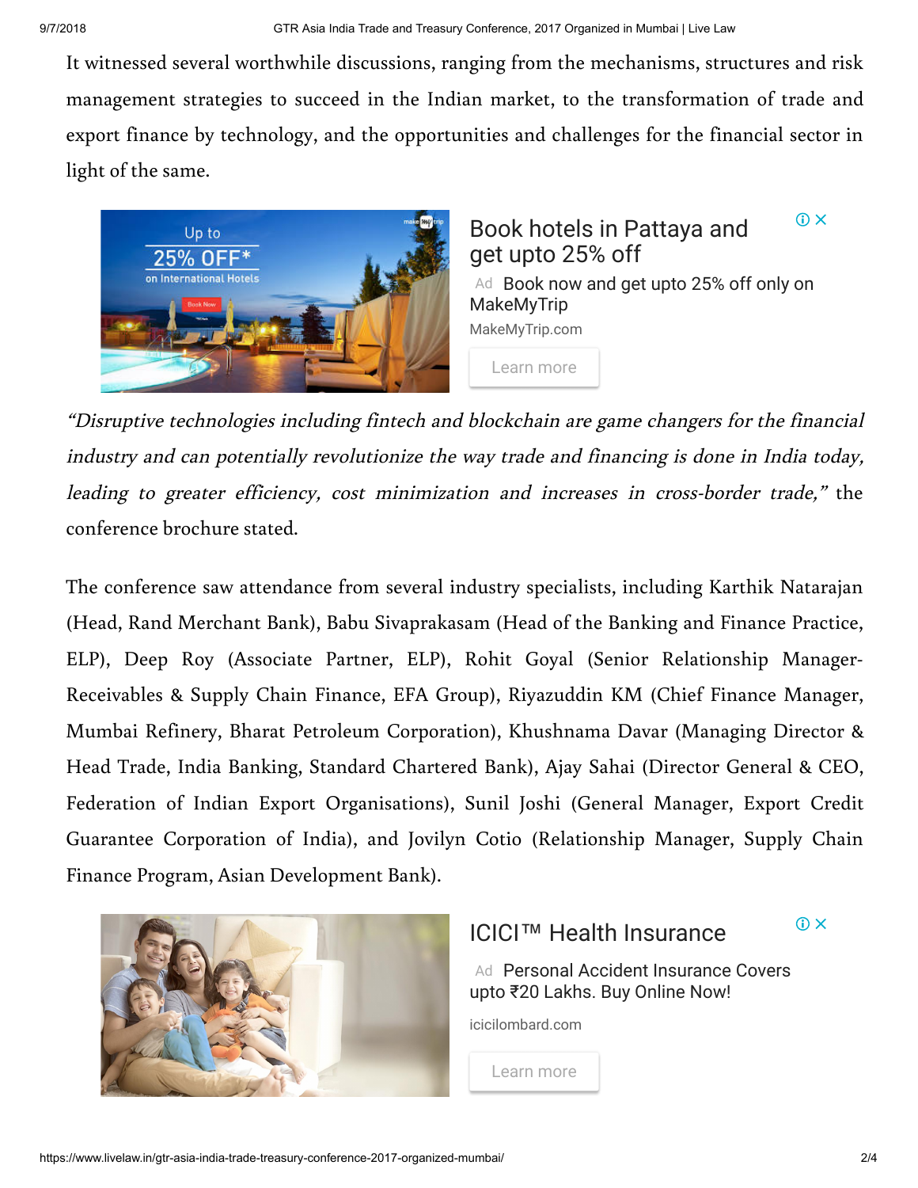It witnessed several worthwhile discussions, ranging from the mechanisms, structures and risk management strategies to succeed in the Indian market, to the transformation of trade and export finance by technology, and the opportunities and challenges for the financial sector in light of the same.

*"Disruptive technologies including fintech and blockchain are game changers for the financial industry and can potentially revolutionize the way trade and financing is done in India today, leading to greater efficiency, cost minimization and increases in cross-border trade,"* the conference brochure stated.

The conference saw attendance from several industry specialists, including Karthik Natarajan (Head, Rand Merchant Bank), Babu Sivaprakasam (Head of the Banking and Finance Practice, ELP), Deep Roy (Associate Partner, ELP), Rohit Goyal (Senior Relationship Manager-Receivables & Supply Chain Finance, EFA Group), Riyazuddin KM (Chief Finance Manager, Mumbai Refinery, Bharat Petroleum Corporation), Khushnama Davar (Managing Director & Head Trade, India Banking, Standard Chartered Bank), Ajay Sahai (Director General & CEO, Federation of Indian Export Organisations), Sunil Joshi (General Manager, Export Credit Guarantee Corporation of India), and Jovilyn Cotio (Relationship Manager, Supply Chain Finance Program, Asian Development Bank).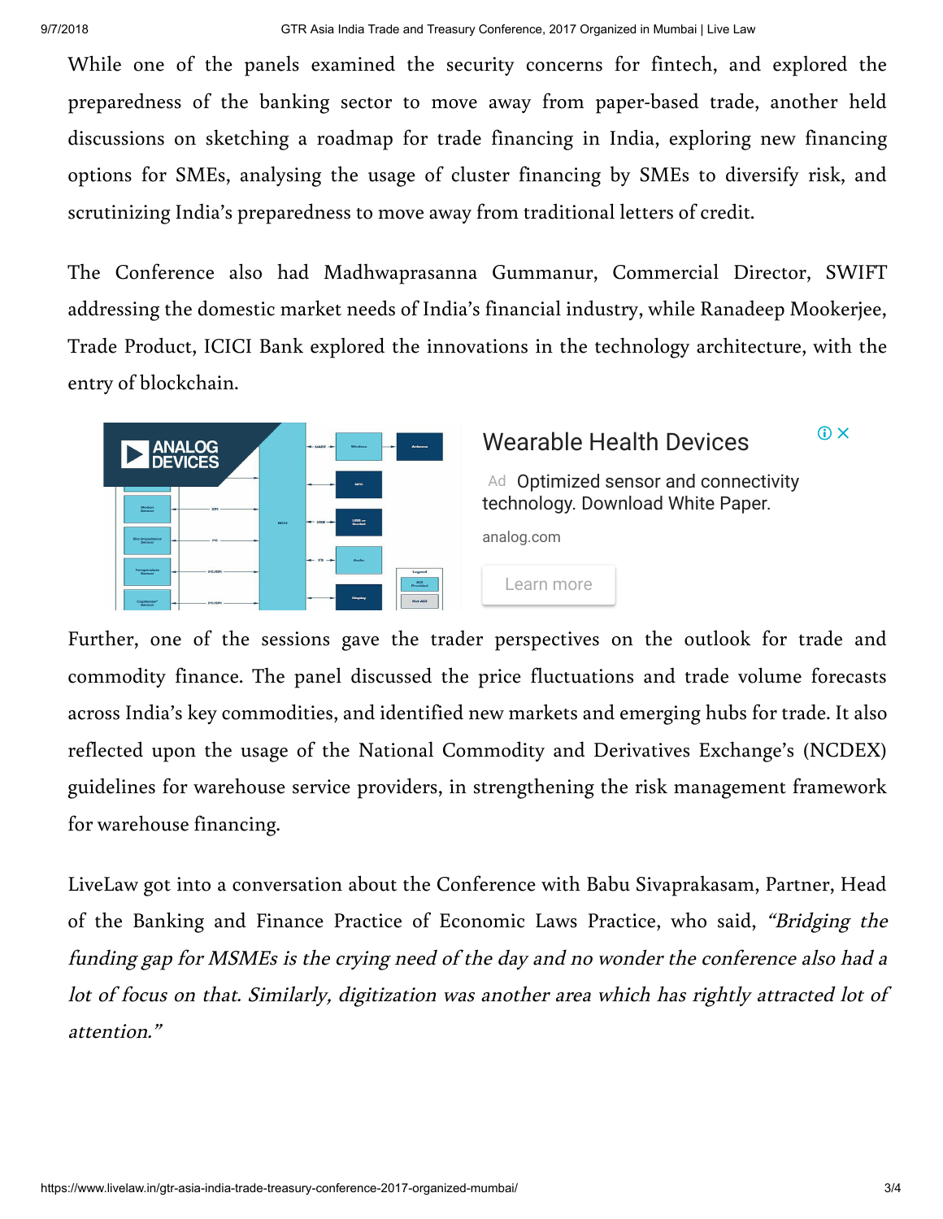While one of the panels examined the security concerns for fintech, and explored the preparedness of the banking sector to move away from paper-based trade, another held discussions on sketching a roadmap for trade financing in India, exploring new financing options for SMEs, analysing the usage of cluster financing by SMEs to diversify risk, and scrutinizing India's preparedness to move away from traditional letters of credit.

The Conference also had Madhwaprasanna Gummanur, Commercial Director, SWIFT addressing the domestic market needs of India's financial industry, while Ranadeep Mookerjee, Trade Product, ICICI Bank explored the innovations in the technology architecture, with the entry of blockchain.

Further, one of the sessions gave the trader perspectives on the outlook for trade and commodity finance. The panel discussed the price fluctuations and trade volume forecasts across India's key commodities, and identified new markets and emerging hubs for trade. It also reflected upon the usage of the National Commodity and Derivatives Exchange's (NCDEX) guidelines for warehouse service providers, in strengthening the risk management framework for warehouse financing.

LiveLaw got into a conversation about the Conference with Babu Sivaprakasam, Partner, Head of the Banking and Finance Practice of Economic Laws Practice, who said, *"Bridging the funding gap for MSMEs is the crying need of the day and no wonder the conference also had a lot of focus on that. Similarly, digitization was another area which has rightly attracted lot of attention."*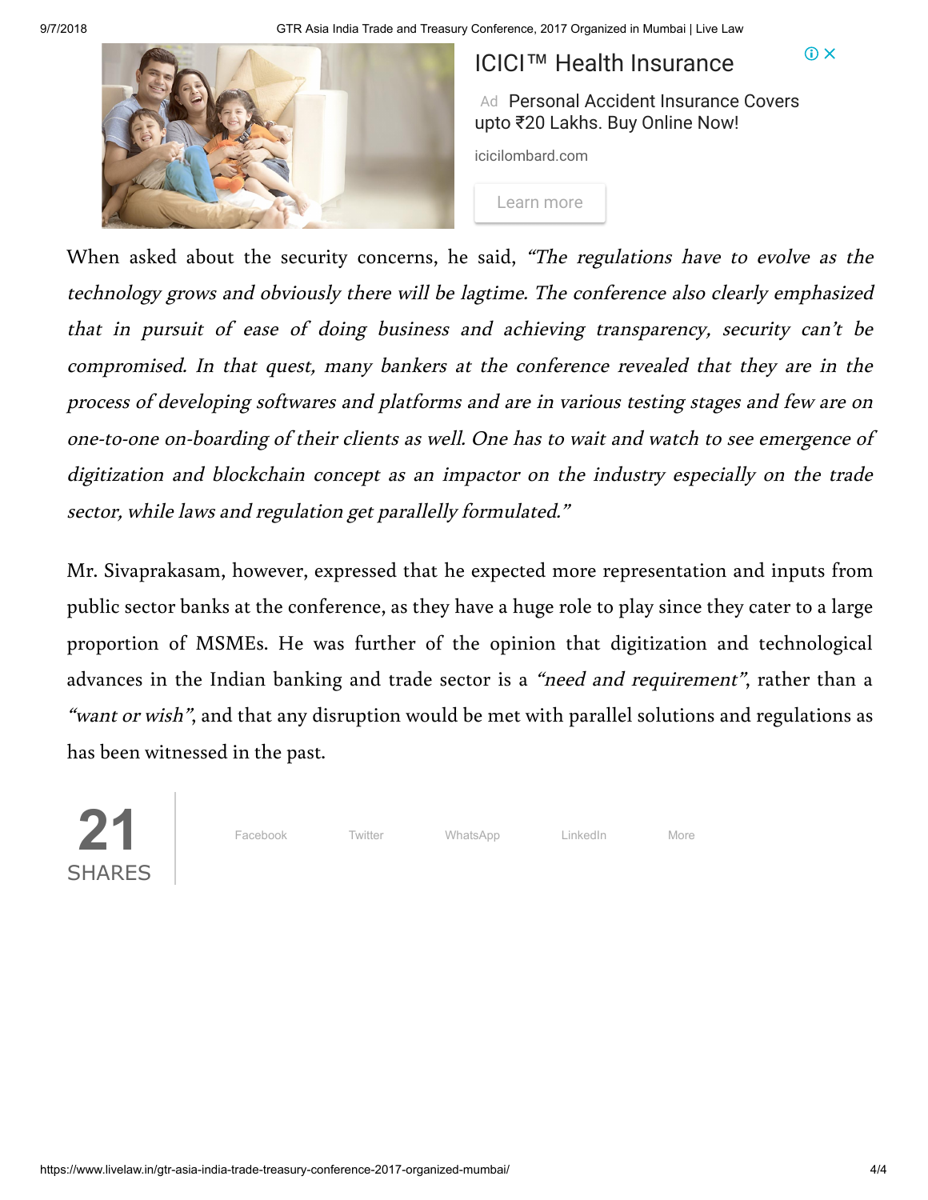When asked about the security concerns, he said, *"The regulations have to evolve as the technology grows and obviously there will be lagtime. The conference also clearly emphasized that in pursuit of ease of doing business and achieving transparency, security can't be compromised. In that quest, many bankers at the conference revealed that they are in the process of developing softwares and platforms and are in various testing stages and few are on one-to-one on-boarding of their clients as well. One has to wait and watch to see emergence of digitization and blockchain concept as an impactor on the industry especially on the trade sector, while laws and regulation get parallelly formulated."*

Mr. Sivaprakasam, however, expressed that he expected more representation and inputs from public sector banks at the conference, as they have a huge role to play since they cater to a large proportion of MSMEs. He was further of the opinion that digitization and technological advances in the Indian banking and trade sector is a *"need and requirement"*, rather than a *"want or wish"*, and that any disruption would be met with parallel solutions and regulations as has been witnessed in the past.